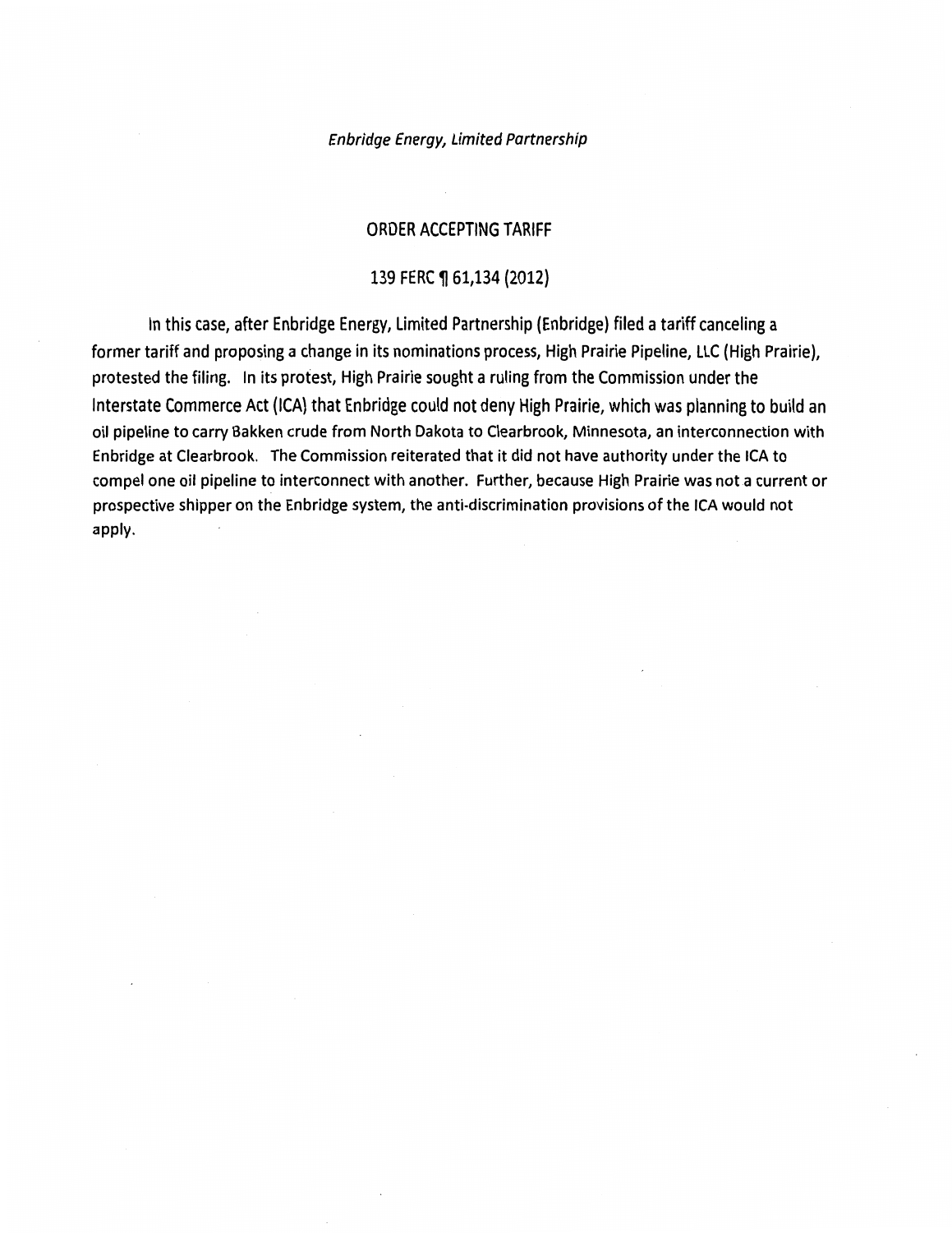*Enbridge Energy, Limited Partnership*

## ORDER ACCEPTING TARIFF

### 139 FERC ¶ 61,134 (2012)

In this case, after Enbridge Energy, Limited Partnership (Enbridge) filed a tariff canceling a former tariff and proposing a change in its nominations process, High Prairie Pipeline, LLC (High Prairie), protested the filing. In its protest, High Prairie sought a ruling from the Commission under the Interstate Commerce Act (ICA) that Enbridge could not deny High Prairie, which was planning to build an oil pipeline to carry Bakken crude from North Dakota to Clearbrook, Minnesota, an interconnection with Enbridge at Clearbrook. The Commission reiterated that it did not have authority under the ICA to compel one oil pipeline to interconnect with another. Further, because High Prairie was not a current or prospective shipper on the Enbridge system, the anti-discrimination provisions of the ICA would not apply.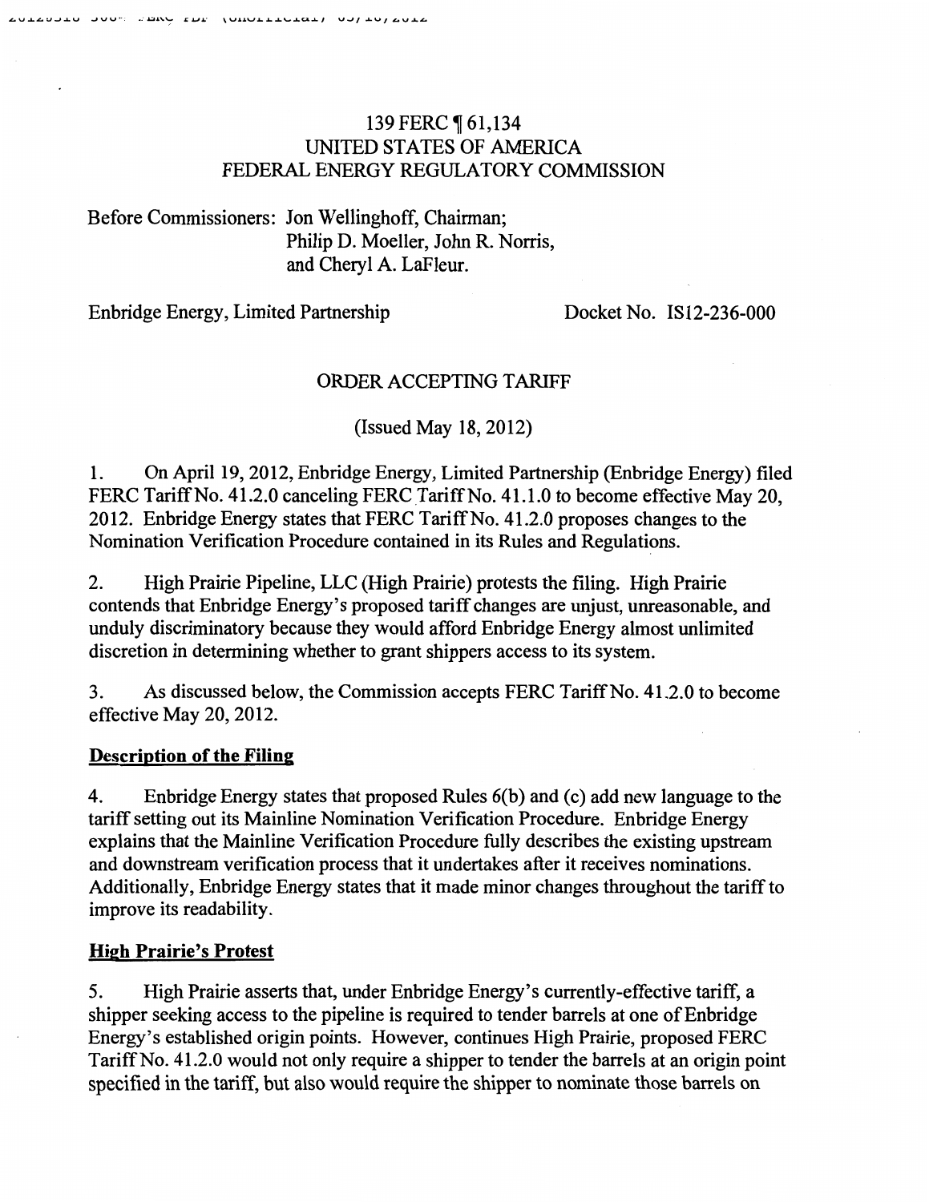139 FERC ¶ 61,134
UNITED STATES OF AMERICA
FEDERAL ENERGY REGULATORY COMMISSION

Before Commissioners: Jon Wellinghoff, Chairman;
Philip D. Moeller, John R. Norris,
and Cheryl A. LaFleur.

Enbridge Energy, Limited Partnership — Docket No. IS12-236-000

ORDER ACCEPTING TARIFF

(Issued May 18, 2012)

1. On April 19, 2012, Enbridge Energy, Limited Partnership (Enbridge Energy) filed FERC Tariff No. 41.2.0 canceling FERC Tariff No. 41.1.0 to become effective May 20, 2012. Enbridge Energy states that FERC Tariff No. 41.2.0 proposes changes to the Nomination Verification Procedure contained in its Rules and Regulations.

2. High Prairie Pipeline, LLC (High Prairie) protests the filing. High Prairie contends that Enbridge Energy's proposed tariff changes are unjust, unreasonable, and unduly discriminatory because they would afford Enbridge Energy almost unlimited discretion in determining whether to grant shippers access to its system.

3. As discussed below, the Commission accepts FERC Tariff No. 41.2.0 to become effective May 20, 2012.

**Description of the Filing**

4. Enbridge Energy states that proposed Rules 6(b) and (c) add new language to the tariff setting out its Mainline Nomination Verification Procedure. Enbridge Energy explains that the Mainline Verification Procedure fully describes the existing upstream and downstream verification process that it undertakes after it receives nominations. Additionally, Enbridge Energy states that it made minor changes throughout the tariff to improve its readability.

**High Prairie's Protest**

5. High Prairie asserts that, under Enbridge Energy's currently-effective tariff, a shipper seeking access to the pipeline is required to tender barrels at one of Enbridge Energy's established origin points. However, continues High Prairie, proposed FERC Tariff No. 41.2.0 would not only require a shipper to tender the barrels at an origin point specified in the tariff, but also would require the shipper to nominate those barrels on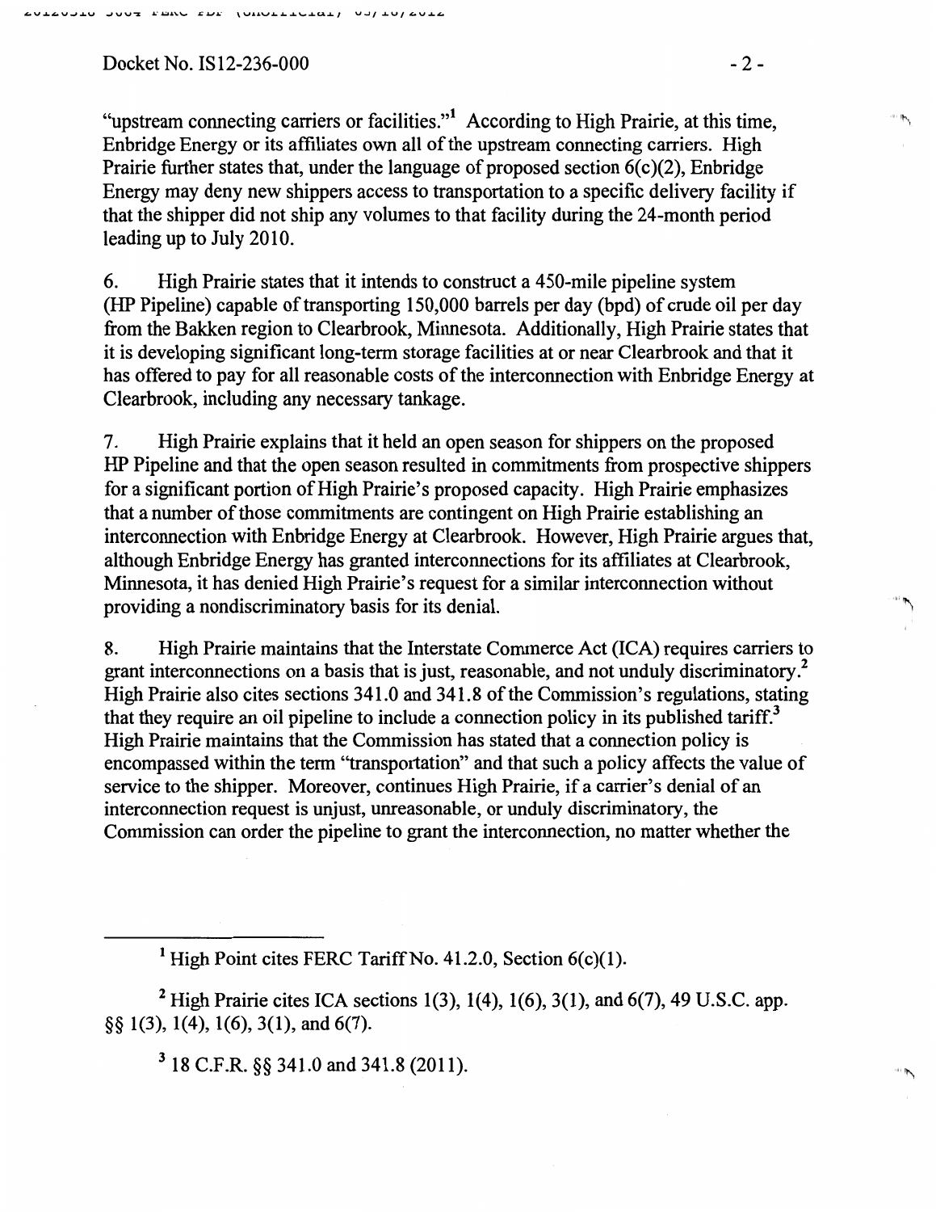"upstream connecting carriers or facilities."[1] According to High Prairie, at this time, Enbridge Energy or its affiliates own all of the upstream connecting carriers. High Prairie further states that, under the language of proposed section 6(c)(2), Enbridge Energy may deny new shippers access to transportation to a specific delivery facility if that the shipper did not ship any volumes to that facility during the 24-month period leading up to July 2010.

6. High Prairie states that it intends to construct a 450-mile pipeline system (HP Pipeline) capable of transporting 150,000 barrels per day (bpd) of crude oil per day from the Bakken region to Clearbrook, Minnesota. Additionally, High Prairie states that it is developing significant long-term storage facilities at or near Clearbrook and that it has offered to pay for all reasonable costs of the interconnection with Enbridge Energy at Clearbrook, including any necessary tankage.

7. High Prairie explains that it held an open season for shippers on the proposed HP Pipeline and that the open season resulted in commitments from prospective shippers for a significant portion of High Prairie's proposed capacity. High Prairie emphasizes that a number of those commitments are contingent on High Prairie establishing an interconnection with Enbridge Energy at Clearbrook. However, High Prairie argues that, although Enbridge Energy has granted interconnections for its affiliates at Clearbrook, Minnesota, it has denied High Prairie's request for a similar interconnection without providing a nondiscriminatory basis for its denial.

8. High Prairie maintains that the Interstate Commerce Act (ICA) requires carriers to grant interconnections on a basis that is just, reasonable, and not unduly discriminatory.[2] High Prairie also cites sections 341.0 and 341.8 of the Commission's regulations, stating that they require an oil pipeline to include a connection policy in its published tariff.[3] High Prairie maintains that the Commission has stated that a connection policy is encompassed within the term "transportation" and that such a policy affects the value of service to the shipper. Moreover, continues High Prairie, if a carrier's denial of an interconnection request is unjust, unreasonable, or unduly discriminatory, the Commission can order the pipeline to grant the interconnection, no matter whether the

---

[1] High Point cites FERC Tariff No. 41.2.0, Section 6(c)(1).

[2] High Prairie cites ICA sections 1(3), 1(4), 1(6), 3(1), and 6(7), 49 U.S.C. app. §§ 1(3), 1(4), 1(6), 3(1), and 6(7).

[3] 18 C.F.R. §§ 341.0 and 341.8 (2011).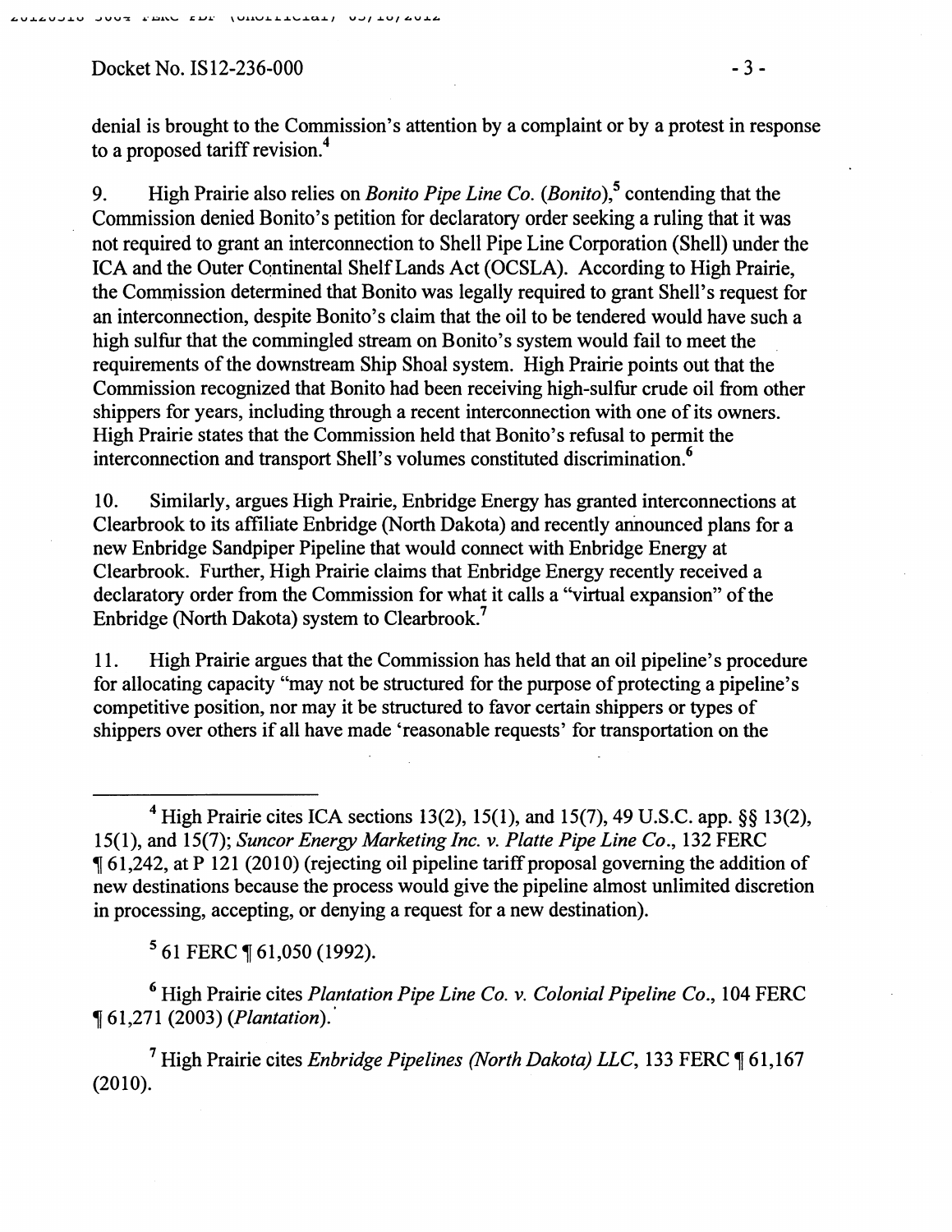denial is brought to the Commission's attention by a complaint or by a protest in response to a proposed tariff revision.[4]

9. High Prairie also relies on *Bonito Pipe Line Co.* (*Bonito*),[5] contending that the Commission denied Bonito's petition for declaratory order seeking a ruling that it was not required to grant an interconnection to Shell Pipe Line Corporation (Shell) under the ICA and the Outer Continental Shelf Lands Act (OCSLA). According to High Prairie, the Commission determined that Bonito was legally required to grant Shell's request for an interconnection, despite Bonito's claim that the oil to be tendered would have such a high sulfur that the commingled stream on Bonito's system would fail to meet the requirements of the downstream Ship Shoal system. High Prairie points out that the Commission recognized that Bonito had been receiving high-sulfur crude oil from other shippers for years, including through a recent interconnection with one of its owners. High Prairie states that the Commission held that Bonito's refusal to permit the interconnection and transport Shell's volumes constituted discrimination.[6]

10. Similarly, argues High Prairie, Enbridge Energy has granted interconnections at Clearbrook to its affiliate Enbridge (North Dakota) and recently announced plans for a new Enbridge Sandpiper Pipeline that would connect with Enbridge Energy at Clearbrook. Further, High Prairie claims that Enbridge Energy recently received a declaratory order from the Commission for what it calls a "virtual expansion" of the Enbridge (North Dakota) system to Clearbrook.[7]

11. High Prairie argues that the Commission has held that an oil pipeline's procedure for allocating capacity "may not be structured for the purpose of protecting a pipeline's competitive position, nor may it be structured to favor certain shippers or types of shippers over others if all have made 'reasonable requests' for transportation on the

---

[4] High Prairie cites ICA sections 13(2), 15(1), and 15(7), 49 U.S.C. app. §§ 13(2), 15(1), and 15(7); *Suncor Energy Marketing Inc. v. Platte Pipe Line Co.*, 132 FERC ¶ 61,242, at P 121 (2010) (rejecting oil pipeline tariff proposal governing the addition of new destinations because the process would give the pipeline almost unlimited discretion in processing, accepting, or denying a request for a new destination).

[5] 61 FERC ¶ 61,050 (1992).

[6] High Prairie cites *Plantation Pipe Line Co. v. Colonial Pipeline Co.*, 104 FERC ¶ 61,271 (2003) (*Plantation*).

[7] High Prairie cites *Enbridge Pipelines (North Dakota) LLC*, 133 FERC ¶ 61,167 (2010).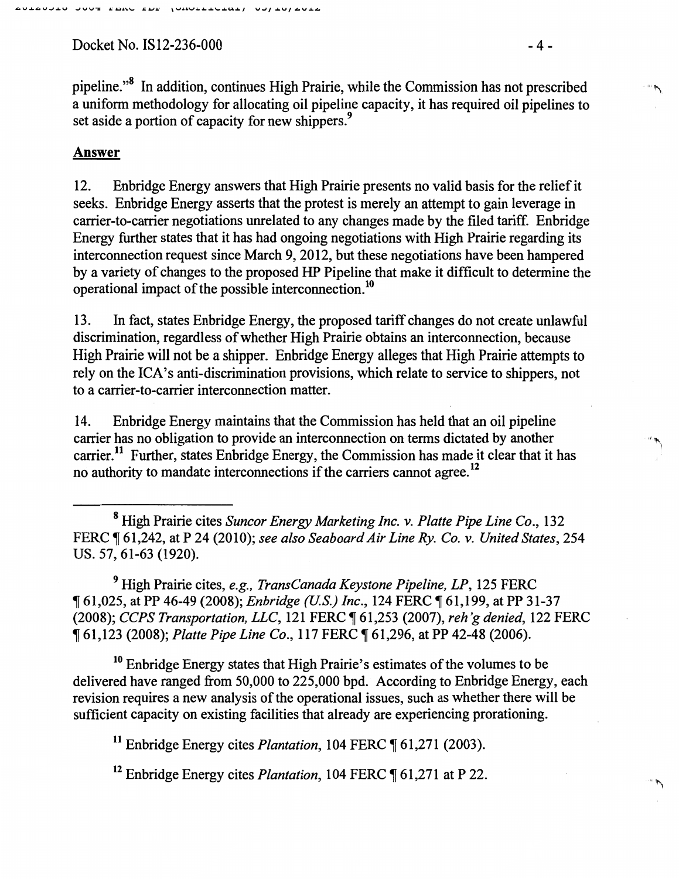pipeline."[8] In addition, continues High Prairie, while the Commission has not prescribed a uniform methodology for allocating oil pipeline capacity, it has required oil pipelines to set aside a portion of capacity for new shippers.[9]

## Answer

12. Enbridge Energy answers that High Prairie presents no valid basis for the relief it seeks. Enbridge Energy asserts that the protest is merely an attempt to gain leverage in carrier-to-carrier negotiations unrelated to any changes made by the filed tariff. Enbridge Energy further states that it has had ongoing negotiations with High Prairie regarding its interconnection request since March 9, 2012, but these negotiations have been hampered by a variety of changes to the proposed HP Pipeline that make it difficult to determine the operational impact of the possible interconnection.[10]

13. In fact, states Enbridge Energy, the proposed tariff changes do not create unlawful discrimination, regardless of whether High Prairie obtains an interconnection, because High Prairie will not be a shipper. Enbridge Energy alleges that High Prairie attempts to rely on the ICA's anti-discrimination provisions, which relate to service to shippers, not to a carrier-to-carrier interconnection matter.

14. Enbridge Energy maintains that the Commission has held that an oil pipeline carrier has no obligation to provide an interconnection on terms dictated by another carrier.[11] Further, states Enbridge Energy, the Commission has made it clear that it has no authority to mandate interconnections if the carriers cannot agree.[12]

---

[8] High Prairie cites *Suncor Energy Marketing Inc. v. Platte Pipe Line Co.*, 132 FERC ¶ 61,242, at P 24 (2010); *see also Seaboard Air Line Ry. Co. v. United States*, 254 US. 57, 61-63 (1920).

[9] High Prairie cites, *e.g., TransCanada Keystone Pipeline, LP*, 125 FERC ¶ 61,025, at PP 46-49 (2008); *Enbridge (U.S.) Inc.*, 124 FERC ¶ 61,199, at PP 31-37 (2008); *CCPS Transportation, LLC*, 121 FERC ¶ 61,253 (2007), *reh'g denied*, 122 FERC ¶ 61,123 (2008); *Platte Pipe Line Co.*, 117 FERC ¶ 61,296, at PP 42-48 (2006).

[10] Enbridge Energy states that High Prairie's estimates of the volumes to be delivered have ranged from 50,000 to 225,000 bpd. According to Enbridge Energy, each revision requires a new analysis of the operational issues, such as whether there will be sufficient capacity on existing facilities that already are experiencing prorationing.

[11] Enbridge Energy cites *Plantation*, 104 FERC ¶ 61,271 (2003).

[12] Enbridge Energy cites *Plantation*, 104 FERC ¶ 61,271 at P 22.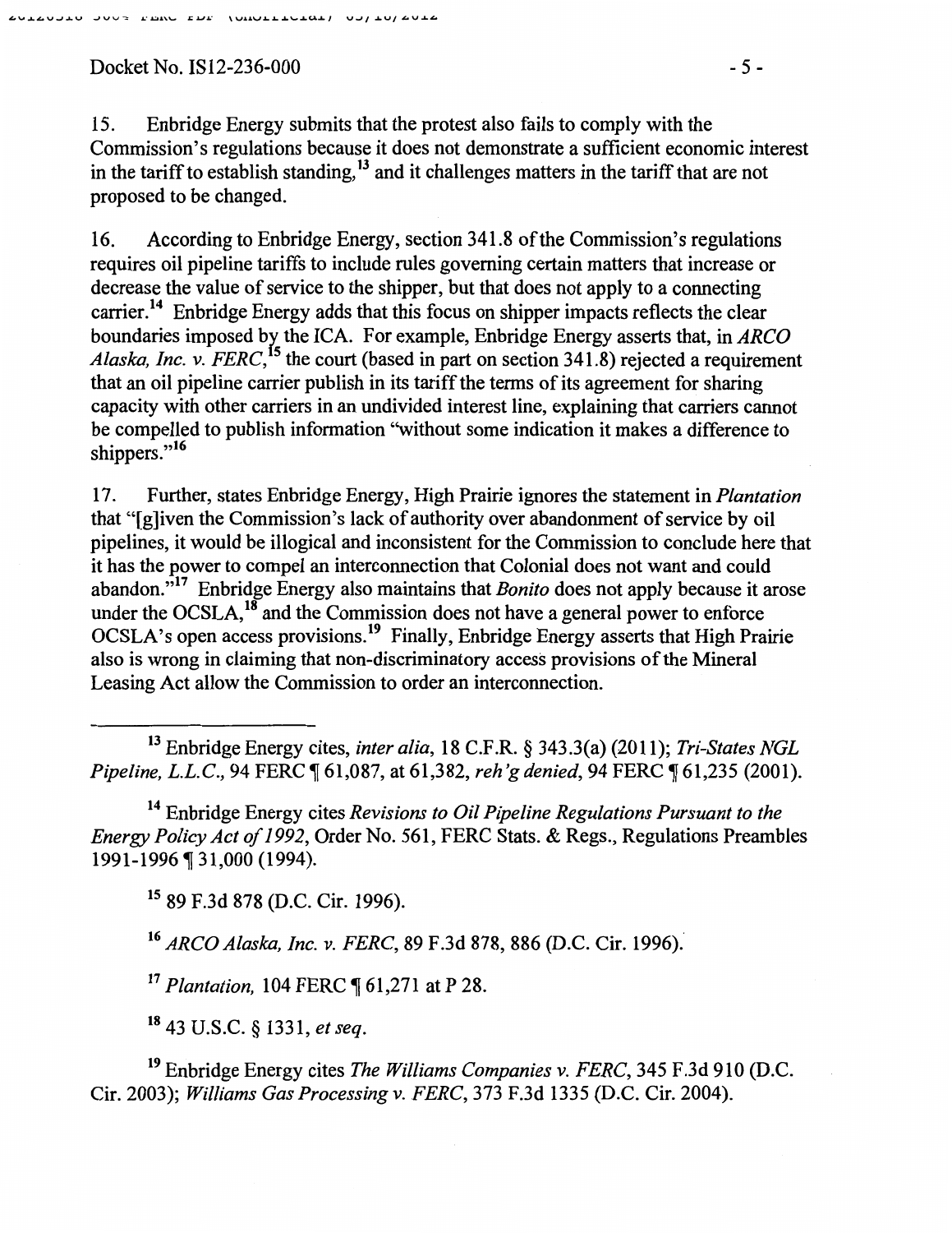15. Enbridge Energy submits that the protest also fails to comply with the Commission's regulations because it does not demonstrate a sufficient economic interest in the tariff to establish standing,[13] and it challenges matters in the tariff that are not proposed to be changed.

16. According to Enbridge Energy, section 341.8 of the Commission's regulations requires oil pipeline tariffs to include rules governing certain matters that increase or decrease the value of service to the shipper, but that does not apply to a connecting carrier.[14] Enbridge Energy adds that this focus on shipper impacts reflects the clear boundaries imposed by the ICA. For example, Enbridge Energy asserts that, in *ARCO Alaska, Inc. v. FERC*,[15] the court (based in part on section 341.8) rejected a requirement that an oil pipeline carrier publish in its tariff the terms of its agreement for sharing capacity with other carriers in an undivided interest line, explaining that carriers cannot be compelled to publish information "without some indication it makes a difference to shippers."[16]

17. Further, states Enbridge Energy, High Prairie ignores the statement in *Plantation* that "[g]iven the Commission's lack of authority over abandonment of service by oil pipelines, it would be illogical and inconsistent for the Commission to conclude here that it has the power to compel an interconnection that Colonial does not want and could abandon."[17] Enbridge Energy also maintains that *Bonito* does not apply because it arose under the OCSLA,[18] and the Commission does not have a general power to enforce OCSLA's open access provisions.[19] Finally, Enbridge Energy asserts that High Prairie also is wrong in claiming that non-discriminatory access provisions of the Mineral Leasing Act allow the Commission to order an interconnection.

---

[13] Enbridge Energy cites, *inter alia*, 18 C.F.R. § 343.3(a) (2011); *Tri-States NGL Pipeline, L.L.C.*, 94 FERC ¶ 61,087, at 61,382, *reh'g denied*, 94 FERC ¶ 61,235 (2001).

[14] Enbridge Energy cites *Revisions to Oil Pipeline Regulations Pursuant to the Energy Policy Act of 1992*, Order No. 561, FERC Stats. & Regs., Regulations Preambles 1991-1996 ¶ 31,000 (1994).

[15] 89 F.3d 878 (D.C. Cir. 1996).

[16] *ARCO Alaska, Inc. v. FERC*, 89 F.3d 878, 886 (D.C. Cir. 1996).

[17] *Plantation*, 104 FERC ¶ 61,271 at P 28.

[18] 43 U.S.C. § 1331, *et seq.*

[19] Enbridge Energy cites *The Williams Companies v. FERC*, 345 F.3d 910 (D.C. Cir. 2003); *Williams Gas Processing v. FERC*, 373 F.3d 1335 (D.C. Cir. 2004).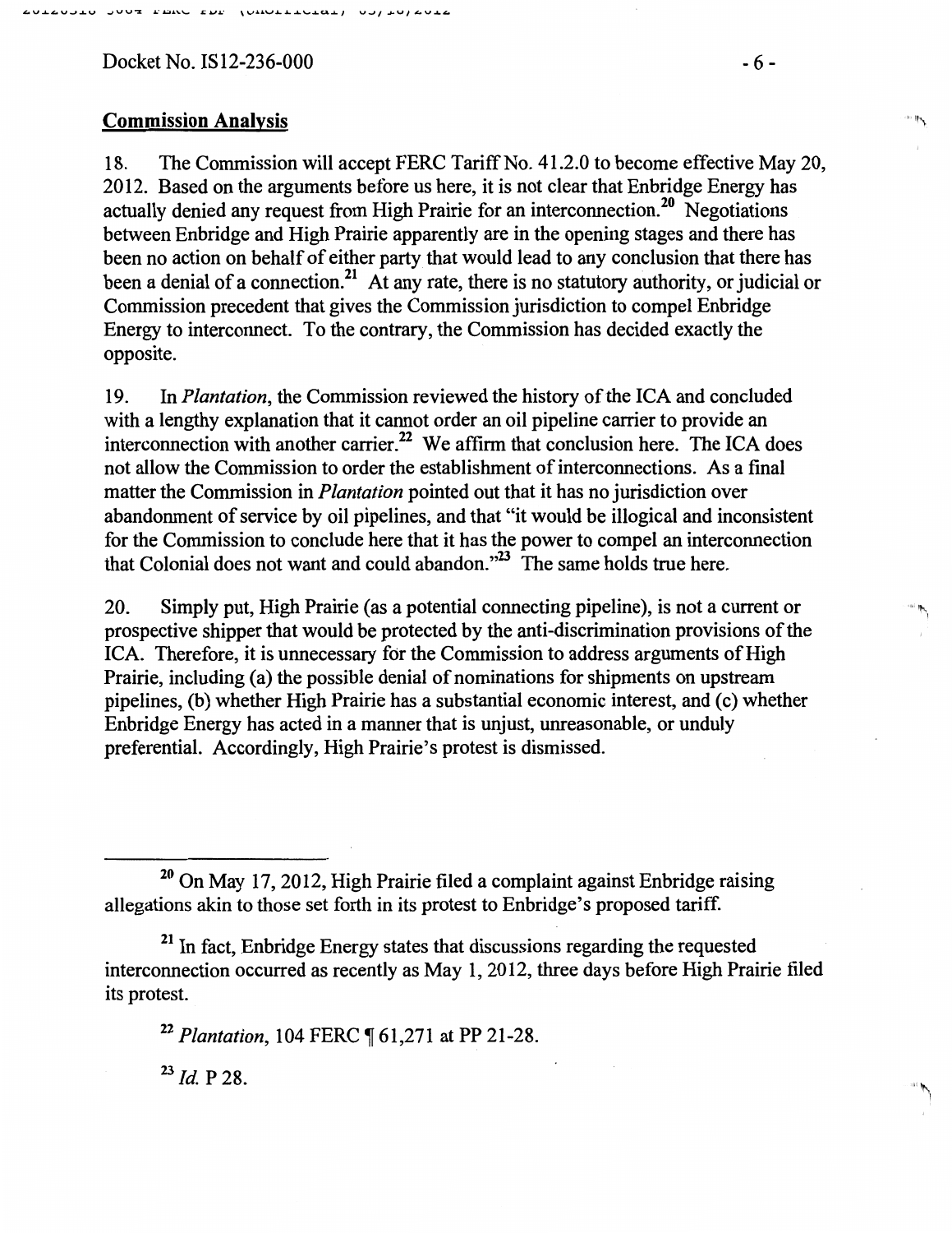Docket No. IS12-236-000

## Commission Analysis

18. The Commission will accept FERC Tariff No. 41.2.0 to become effective May 20, 2012. Based on the arguments before us here, it is not clear that Enbridge Energy has actually denied any request from High Prairie for an interconnection.[20] Negotiations between Enbridge and High Prairie apparently are in the opening stages and there has been no action on behalf of either party that would lead to any conclusion that there has been a denial of a connection.[21] At any rate, there is no statutory authority, or judicial or Commission precedent that gives the Commission jurisdiction to compel Enbridge Energy to interconnect. To the contrary, the Commission has decided exactly the opposite.

19. In *Plantation*, the Commission reviewed the history of the ICA and concluded with a lengthy explanation that it cannot order an oil pipeline carrier to provide an interconnection with another carrier.[22] We affirm that conclusion here. The ICA does not allow the Commission to order the establishment of interconnections. As a final matter the Commission in *Plantation* pointed out that it has no jurisdiction over abandonment of service by oil pipelines, and that "it would be illogical and inconsistent for the Commission to conclude here that it has the power to compel an interconnection that Colonial does not want and could abandon."[23] The same holds true here.

20. Simply put, High Prairie (as a potential connecting pipeline), is not a current or prospective shipper that would be protected by the anti-discrimination provisions of the ICA. Therefore, it is unnecessary for the Commission to address arguments of High Prairie, including (a) the possible denial of nominations for shipments on upstream pipelines, (b) whether High Prairie has a substantial economic interest, and (c) whether Enbridge Energy has acted in a manner that is unjust, unreasonable, or unduly preferential. Accordingly, High Prairie's protest is dismissed.

---

[20] On May 17, 2012, High Prairie filed a complaint against Enbridge raising allegations akin to those set forth in its protest to Enbridge's proposed tariff.

[21] In fact, Enbridge Energy states that discussions regarding the requested interconnection occurred as recently as May 1, 2012, three days before High Prairie filed its protest.

[22] *Plantation*, 104 FERC ¶ 61,271 at PP 21-28.

[23] *Id.* P 28.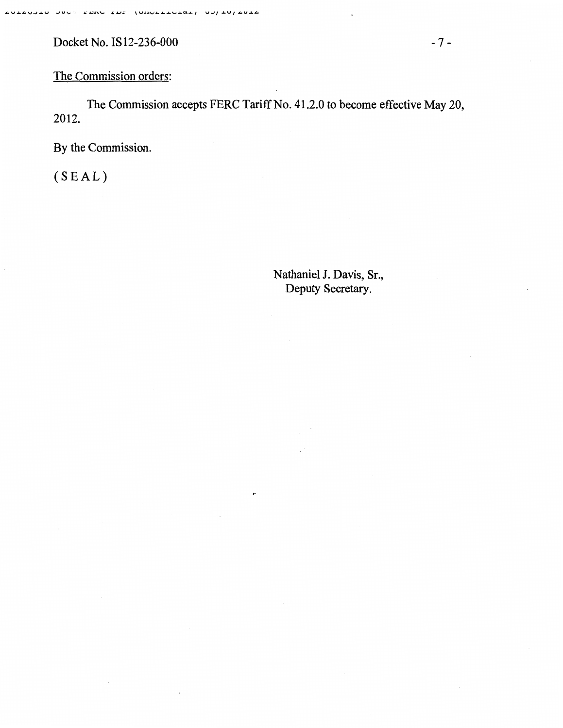The Commission orders:

The Commission accepts FERC Tariff No. 41.2.0 to become effective May 20, 2012.

By the Commission.

( S E A L )

Nathaniel J. Davis, Sr.,
Deputy Secretary.